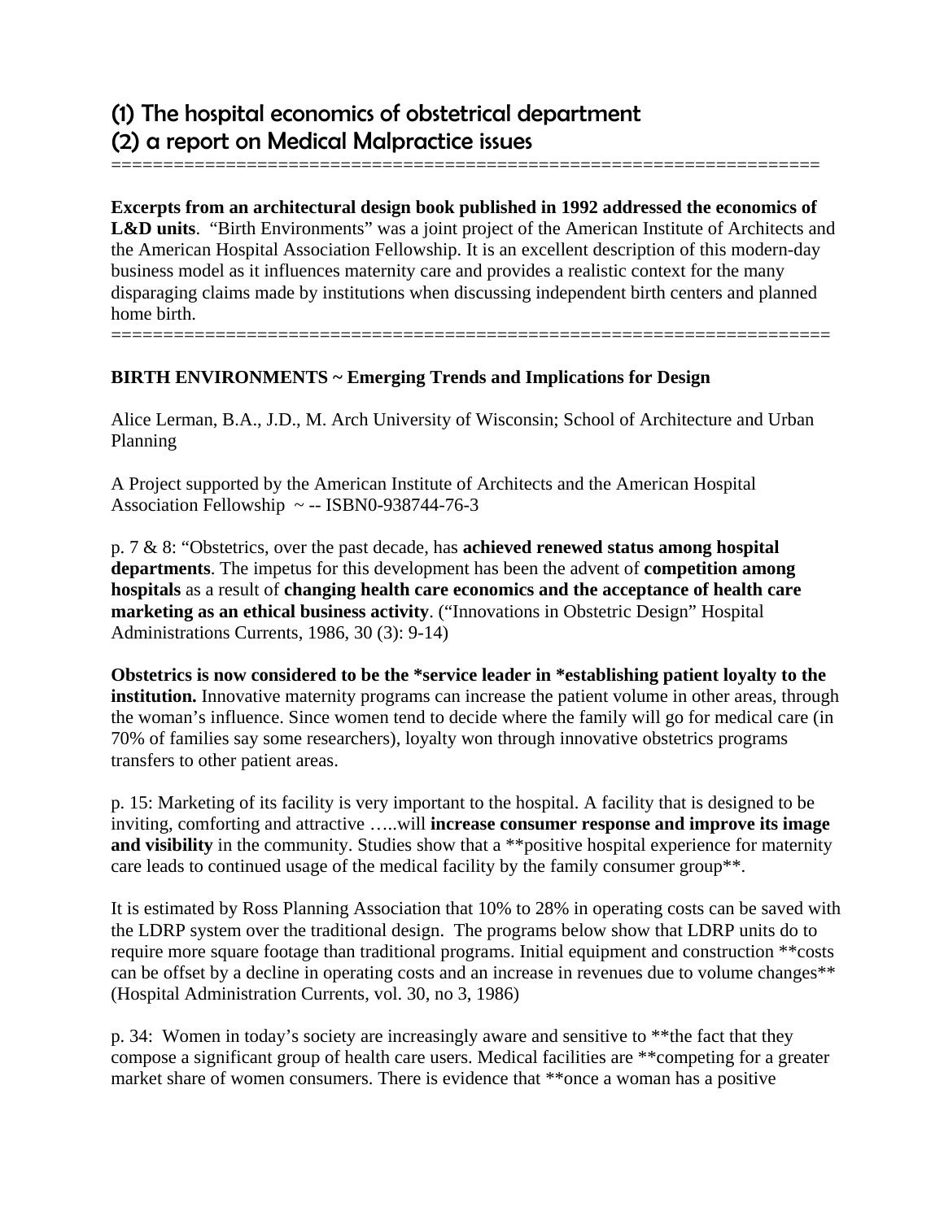# (1) The hospital economics of obstetrical department
# (2) a report on Medical Malpractice issues

====================================================================

**Excerpts from an architectural design book published in 1992 addressed the economics of L&D units**. "Birth Environments" was a joint project of the American Institute of Architects and the American Hospital Association Fellowship. It is an excellent description of this modern-day business model as it influences maternity care and provides a realistic context for the many disparaging claims made by institutions when discussing independent birth centers and planned home birth.

====================================================================

**BIRTH ENVIRONMENTS ~ Emerging Trends and Implications for Design**

Alice Lerman, B.A., J.D., M. Arch University of Wisconsin; School of Architecture and Urban Planning

A Project supported by the American Institute of Architects and the American Hospital Association Fellowship ~ -- ISBN0-938744-76-3

p. 7 & 8: "Obstetrics, over the past decade, has **achieved renewed status among hospital departments**. The impetus for this development has been the advent of **competition among hospitals** as a result of **changing health care economics and the acceptance of health care marketing as an ethical business activity**. ("Innovations in Obstetric Design" Hospital Administrations Currents, 1986, 30 (3): 9-14)

**Obstetrics is now considered to be the *service leader in *establishing patient loyalty to the institution.** Innovative maternity programs can increase the patient volume in other areas, through the woman's influence. Since women tend to decide where the family will go for medical care (in 70% of families say some researchers), loyalty won through innovative obstetrics programs transfers to other patient areas.

p. 15: Marketing of its facility is very important to the hospital. A facility that is designed to be inviting, comforting and attractive …..will **increase consumer response and improve its image and visibility** in the community. Studies show that a **positive hospital experience for maternity care leads to continued usage of the medical facility by the family consumer group**.

It is estimated by Ross Planning Association that 10% to 28% in operating costs can be saved with the LDRP system over the traditional design. The programs below show that LDRP units do to require more square footage than traditional programs. Initial equipment and construction **costs can be offset by a decline in operating costs and an increase in revenues due to volume changes** (Hospital Administration Currents, vol. 30, no 3, 1986)

p. 34: Women in today's society are increasingly aware and sensitive to **the fact that they compose a significant group of health care users. Medical facilities are **competing for a greater market share of women consumers. There is evidence that **once a woman has a positive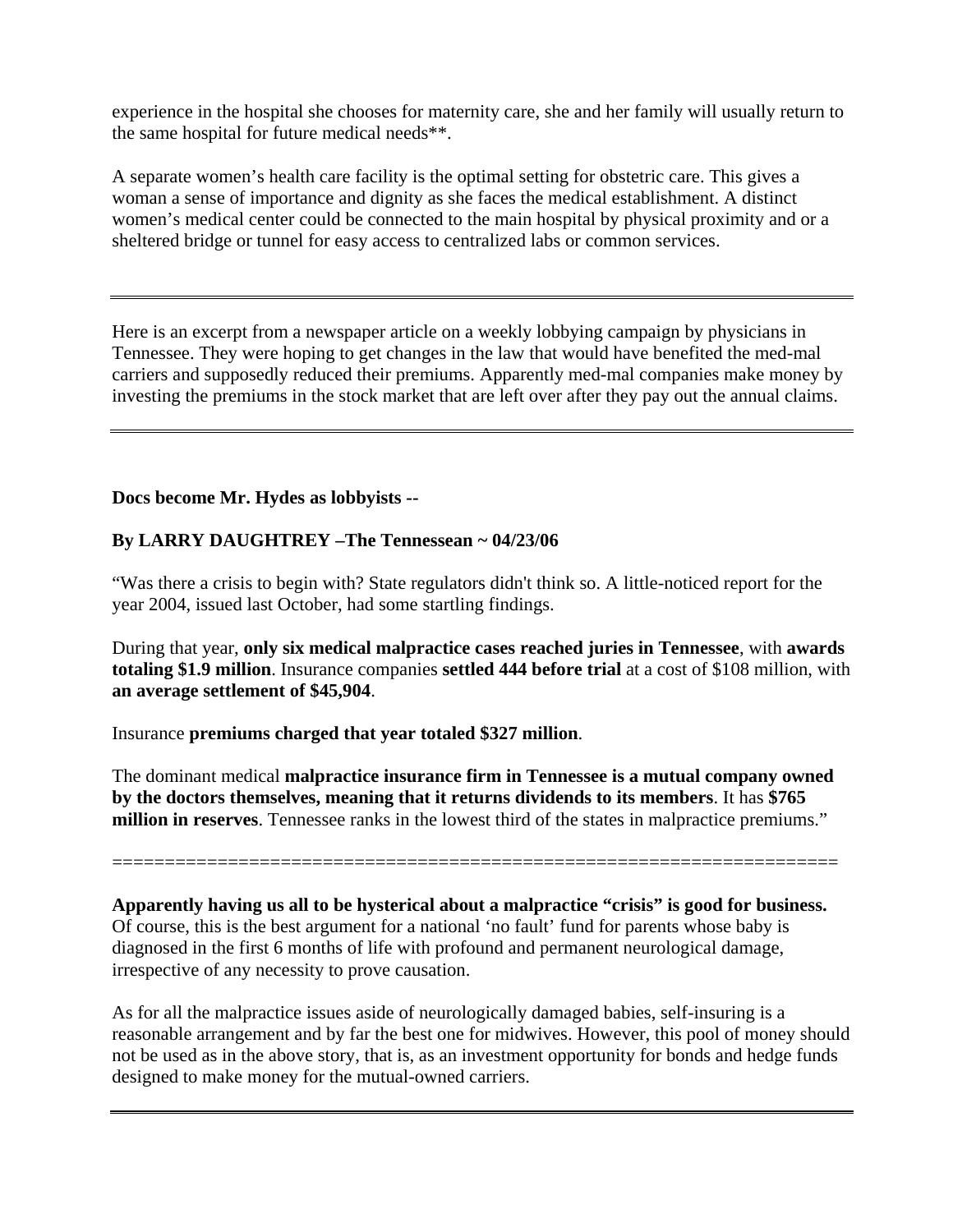experience in the hospital she chooses for maternity care, she and her family will usually return to the same hospital for future medical needs**.

A separate women's health care facility is the optimal setting for obstetric care. This gives a woman a sense of importance and dignity as she faces the medical establishment. A distinct women's medical center could be connected to the main hospital by physical proximity and or a sheltered bridge or tunnel for easy access to centralized labs or common services.

---

Here is an excerpt from a newspaper article on a weekly lobbying campaign by physicians in Tennessee. They were hoping to get changes in the law that would have benefited the med-mal carriers and supposedly reduced their premiums. Apparently med-mal companies make money by investing the premiums in the stock market that are left over after they pay out the annual claims.

---

**Docs become Mr. Hydes as lobbyists --**

**By LARRY DAUGHTREY –The Tennessean ~ 04/23/06**

"Was there a crisis to begin with? State regulators didn't think so. A little-noticed report for the year 2004, issued last October, had some startling findings.

During that year, **only six medical malpractice cases reached juries in Tennessee**, with **awards totaling $1.9 million**. Insurance companies **settled 444 before trial** at a cost of $108 million, with **an average settlement of $45,904**.

Insurance **premiums charged that year totaled $327 million**.

The dominant medical **malpractice insurance firm in Tennessee is a mutual company owned by the doctors themselves, meaning that it returns dividends to its members**. It has **$765 million in reserves**. Tennessee ranks in the lowest third of the states in malpractice premiums."

======================================================================

**Apparently having us all to be hysterical about a malpractice "crisis" is good for business.** Of course, this is the best argument for a national 'no fault' fund for parents whose baby is diagnosed in the first 6 months of life with profound and permanent neurological damage, irrespective of any necessity to prove causation.

As for all the malpractice issues aside of neurologically damaged babies, self-insuring is a reasonable arrangement and by far the best one for midwives. However, this pool of money should not be used as in the above story, that is, as an investment opportunity for bonds and hedge funds designed to make money for the mutual-owned carriers.

---